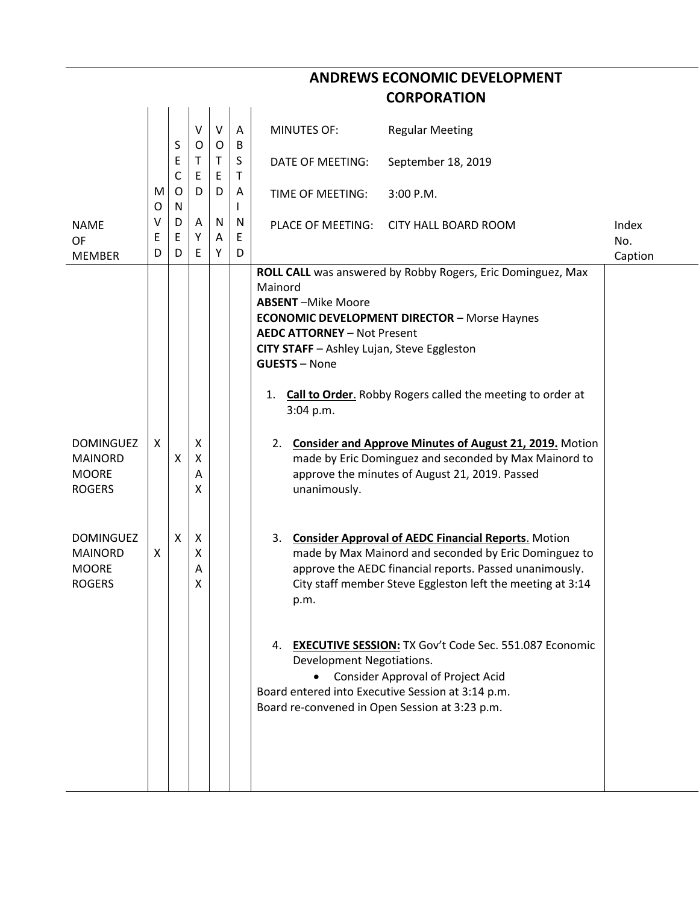# ANDREWS ECONOMIC DEVELOPMENT CORPORATION

| NAME OF MEMBER | MOVED | SECONDED | VOTED AYE | VOTED NAY | ABSTAINED | MINUTES OF: Regular Meeting<br>DATE OF MEETING: September 18, 2019<br>TIME OF MEETING: 3:00 P.M.<br>PLACE OF MEETING: CITY HALL BOARD ROOM | Index No. Caption |
|---|---|---|---|---|---|---|---|
| | | | | | | **ROLL CALL** was answered by Robby Rogers, Eric Dominguez, Max Mainord<br>**ABSENT** –Mike Moore<br>**ECONOMIC DEVELOPMENT DIRECTOR** – Morse Haynes<br>**AEDC ATTORNEY** – Not Present<br>**CITY STAFF** – Ashley Lujan, Steve Eggleston<br>**GUESTS** – None<br><br>1. **Call to Order**. Robby Rogers called the meeting to order at 3:04 p.m. | |
| DOMINGUEZ | X | | X | | | 2. **Consider and Approve Minutes of August 21, 2019.** Motion made by Eric Dominguez and seconded by Max Mainord to approve the minutes of August 21, 2019. Passed unanimously. | |
| MAINORD | | X | X | | | | |
| MOORE | | | A | | | | |
| ROGERS | | | X | | | | |
| DOMINGUEZ | | X | X | | | 3. **Consider Approval of AEDC Financial Reports**. Motion made by Max Mainord and seconded by Eric Dominguez to approve the AEDC financial reports. Passed unanimously. City staff member Steve Eggleston left the meeting at 3:14 p.m. | |
| MAINORD | X | | X | | | | |
| MOORE | | | A | | | | |
| ROGERS | | | X | | | | |
| | | | | | | 4. **EXECUTIVE SESSION:** TX Gov't Code Sec. 551.087 Economic Development Negotiations.<br>• Consider Approval of Project Acid<br>Board entered into Executive Session at 3:14 p.m.<br>Board re-convened in Open Session at 3:23 p.m. | |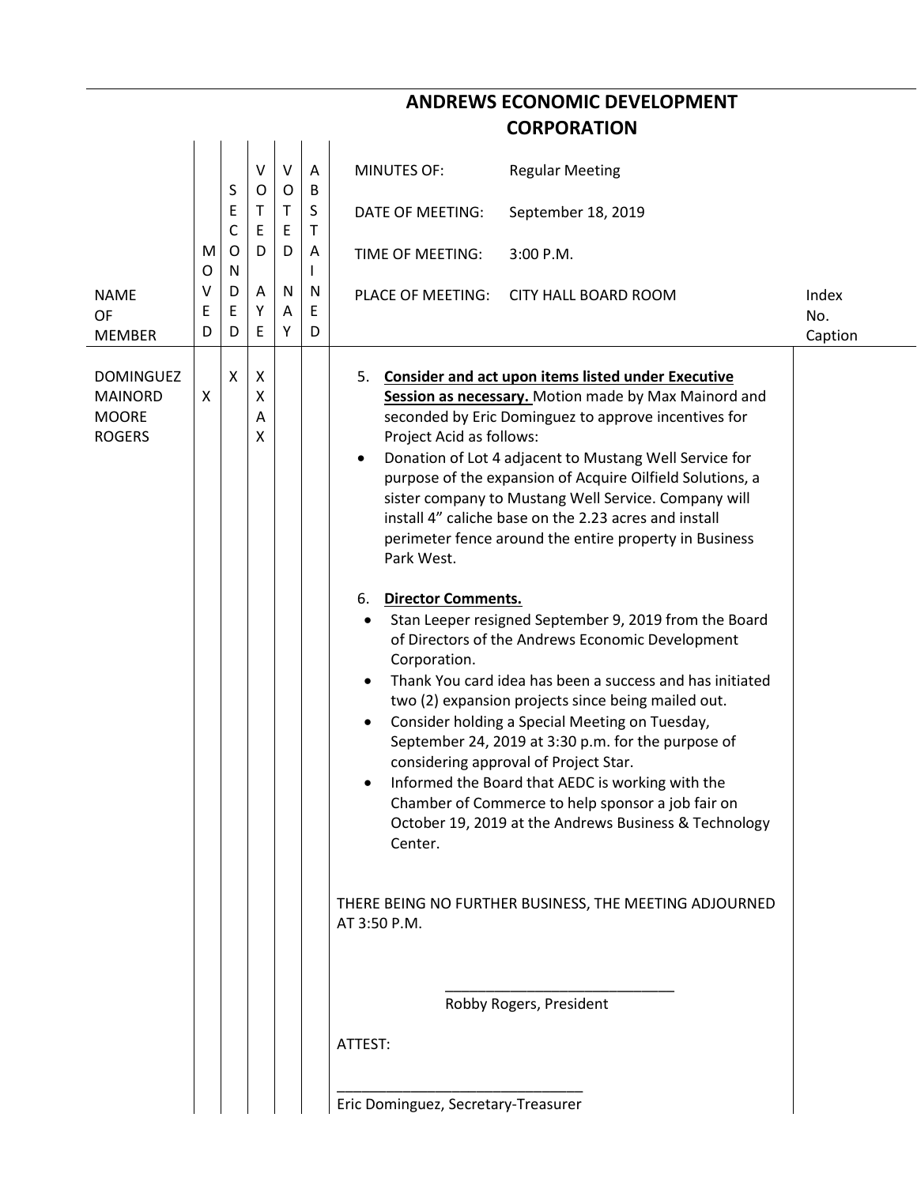# ANDREWS ECONOMIC DEVELOPMENT CORPORATION

| NAME OF MEMBER | MOVED | SECONDED | VOTED AYE | VOTED NAY | ABSTAINED | | Index No. Caption |
|---|---|---|---|---|---|---|---|
| | | | | | | MINUTES OF: Regular Meeting<br>DATE OF MEETING: September 18, 2019<br>TIME OF MEETING: 3:00 P.M.<br>PLACE OF MEETING: CITY HALL BOARD ROOM | |
| DOMINGUEZ | | X | X | | | | |
| MAINORD | X | | X | | | | |
| MOORE | | | A | | | | |
| ROGERS | | | X | | | | |

5. **Consider and act upon items listed under Executive Session as necessary.** Motion made by Max Mainord and seconded by Eric Dominguez to approve incentives for Project Acid as follows:
- Donation of Lot 4 adjacent to Mustang Well Service for purpose of the expansion of Acquire Oilfield Solutions, a sister company to Mustang Well Service. Company will install 4" caliche base on the 2.23 acres and install perimeter fence around the entire property in Business Park West.

6. **Director Comments.**
- Stan Leeper resigned September 9, 2019 from the Board of Directors of the Andrews Economic Development Corporation.
- Thank You card idea has been a success and has initiated two (2) expansion projects since being mailed out.
- Consider holding a Special Meeting on Tuesday, September 24, 2019 at 3:30 p.m. for the purpose of considering approval of Project Star.
- Informed the Board that AEDC is working with the Chamber of Commerce to help sponsor a job fair on October 19, 2019 at the Andrews Business & Technology Center.

THERE BEING NO FURTHER BUSINESS, THE MEETING ADJOURNED AT 3:50 P.M.

\_\_\_\_\_\_\_\_\_\_\_\_\_\_\_\_\_\_\_\_\_\_\_\_\_\_\_\_\_\_

Robby Rogers, President

ATTEST:

\_\_\_\_\_\_\_\_\_\_\_\_\_\_\_\_\_\_\_\_\_\_\_\_\_\_\_\_\_\_

Eric Dominguez, Secretary-Treasurer